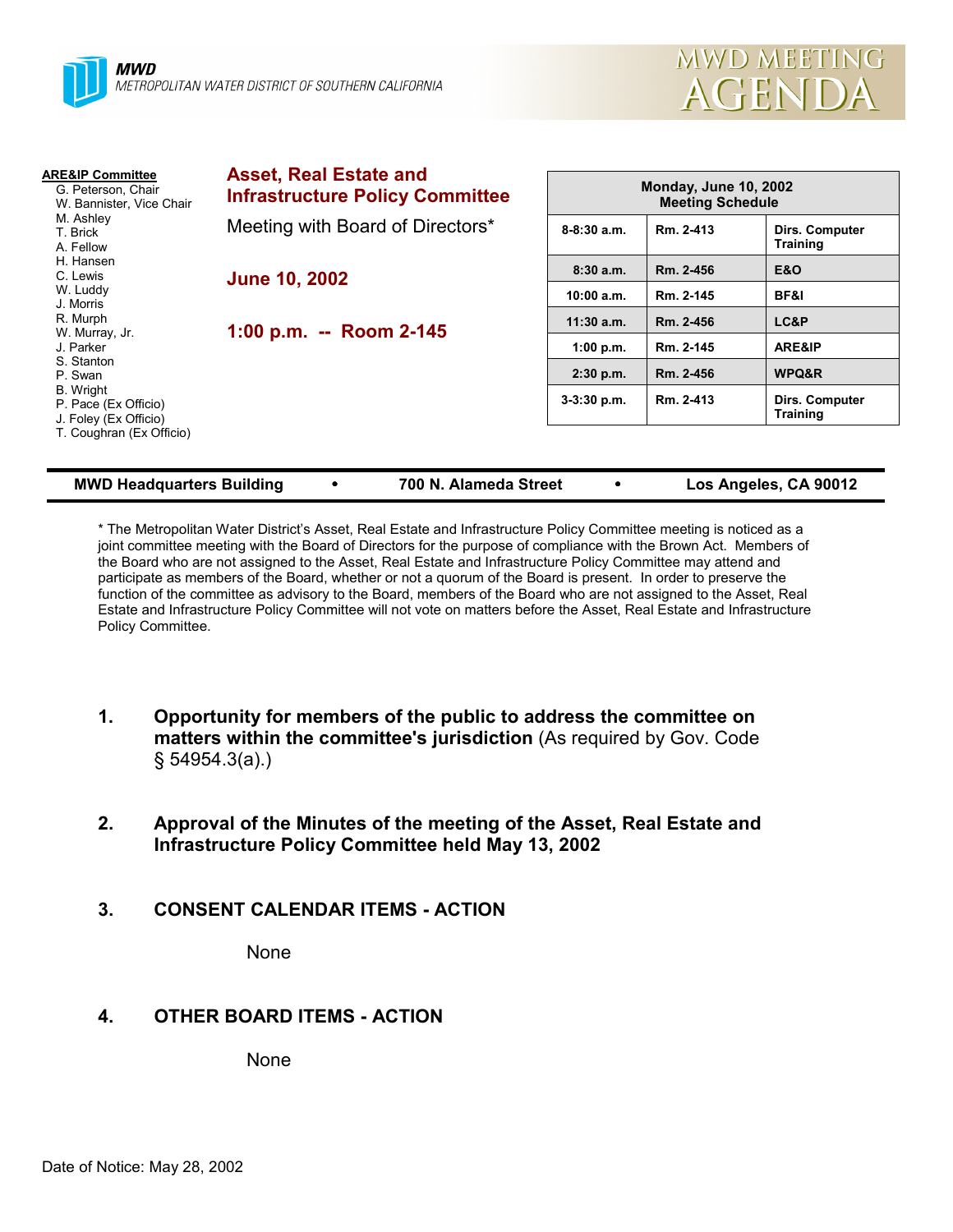**MWD**
METROPOLITAN WATER DISTRICT OF SOUTHERN CALIFORNIA

# MWD MEETING AGENDA

**ARE&IP Committee**
- G. Peterson, Chair
- W. Bannister, Vice Chair
- M. Ashley
- T. Brick
- A. Fellow
- H. Hansen
- C. Lewis
- W. Luddy
- J. Morris
- R. Murph
- W. Murray, Jr.
- J. Parker
- S. Stanton
- P. Swan
- B. Wright
- P. Pace (Ex Officio)
- J. Foley (Ex Officio)
- T. Coughran (Ex Officio)

## Asset, Real Estate and Infrastructure Policy Committee

Meeting with Board of Directors*

**June 10, 2002**

**1:00 p.m. -- Room 2-145**

| Monday, June 10, 2002 Meeting Schedule | | |
|---|---|---|
| 8-8:30 a.m. | Rm. 2-413 | Dirs. Computer Training |
| 8:30 a.m. | Rm. 2-456 | E&O |
| 10:00 a.m. | Rm. 2-145 | BF&I |
| 11:30 a.m. | Rm. 2-456 | LC&P |
| 1:00 p.m. | Rm. 2-145 | ARE&IP |
| 2:30 p.m. | Rm. 2-456 | WPQ&R |
| 3-3:30 p.m. | Rm. 2-413 | Dirs. Computer Training |

**MWD Headquarters Building • 700 N. Alameda Street • Los Angeles, CA 90012**

* The Metropolitan Water District's Asset, Real Estate and Infrastructure Policy Committee meeting is noticed as a joint committee meeting with the Board of Directors for the purpose of compliance with the Brown Act. Members of the Board who are not assigned to the Asset, Real Estate and Infrastructure Policy Committee may attend and participate as members of the Board, whether or not a quorum of the Board is present. In order to preserve the function of the committee as advisory to the Board, members of the Board who are not assigned to the Asset, Real Estate and Infrastructure Policy Committee will not vote on matters before the Asset, Real Estate and Infrastructure Policy Committee.

1. **Opportunity for members of the public to address the committee on matters within the committee's jurisdiction** (As required by Gov. Code § 54954.3(a).)

2. **Approval of the Minutes of the meeting of the Asset, Real Estate and Infrastructure Policy Committee held May 13, 2002**

3. **CONSENT CALENDAR ITEMS - ACTION**

   None

4. **OTHER BOARD ITEMS - ACTION**

   None

Date of Notice: May 28, 2002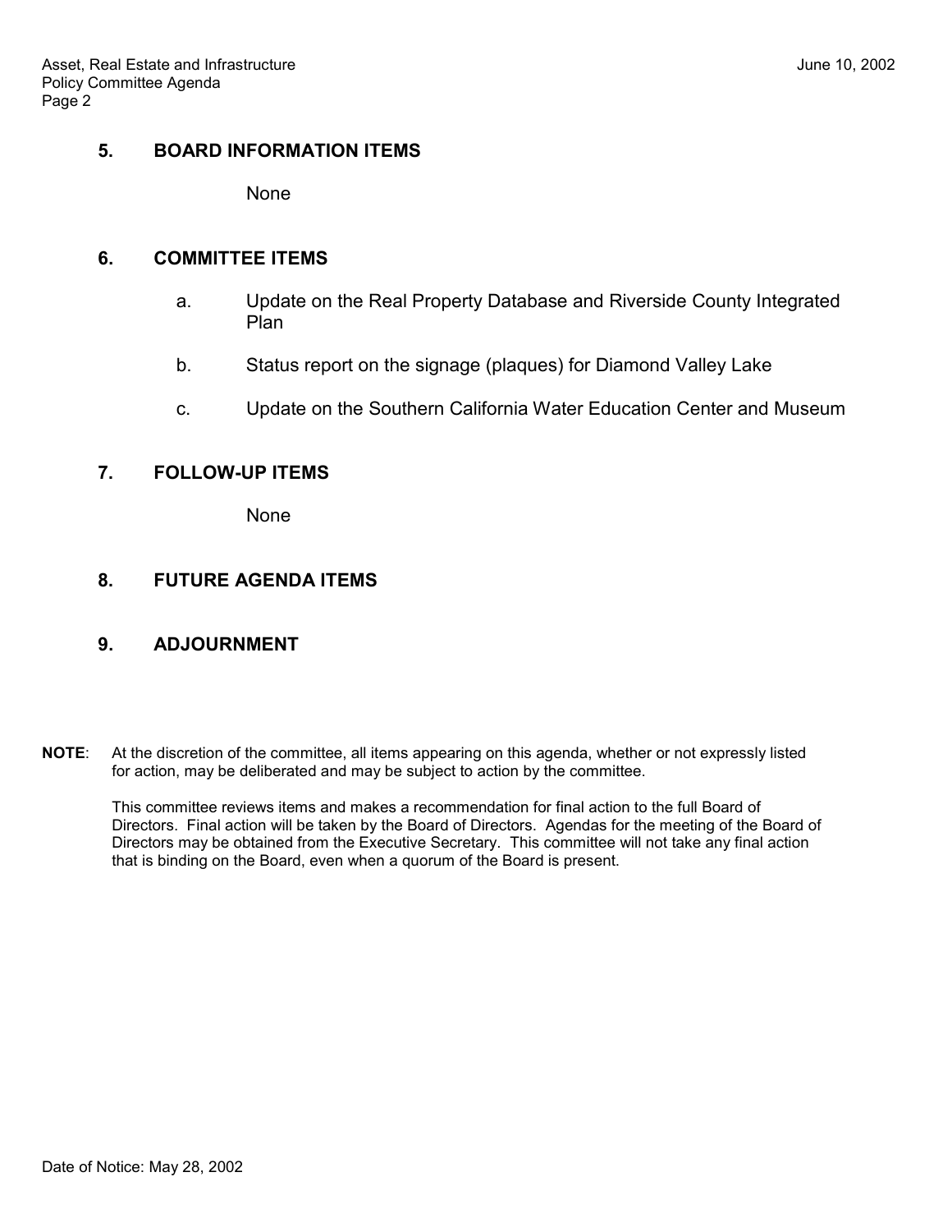## 5. BOARD INFORMATION ITEMS

None

## 6. COMMITTEE ITEMS

a. Update on the Real Property Database and Riverside County Integrated Plan

b. Status report on the signage (plaques) for Diamond Valley Lake

c. Update on the Southern California Water Education Center and Museum

## 7. FOLLOW-UP ITEMS

None

## 8. FUTURE AGENDA ITEMS

## 9. ADJOURNMENT

**NOTE**: At the discretion of the committee, all items appearing on this agenda, whether or not expressly listed for action, may be deliberated and may be subject to action by the committee.

This committee reviews items and makes a recommendation for final action to the full Board of Directors. Final action will be taken by the Board of Directors. Agendas for the meeting of the Board of Directors may be obtained from the Executive Secretary. This committee will not take any final action that is binding on the Board, even when a quorum of the Board is present.

Date of Notice: May 28, 2002